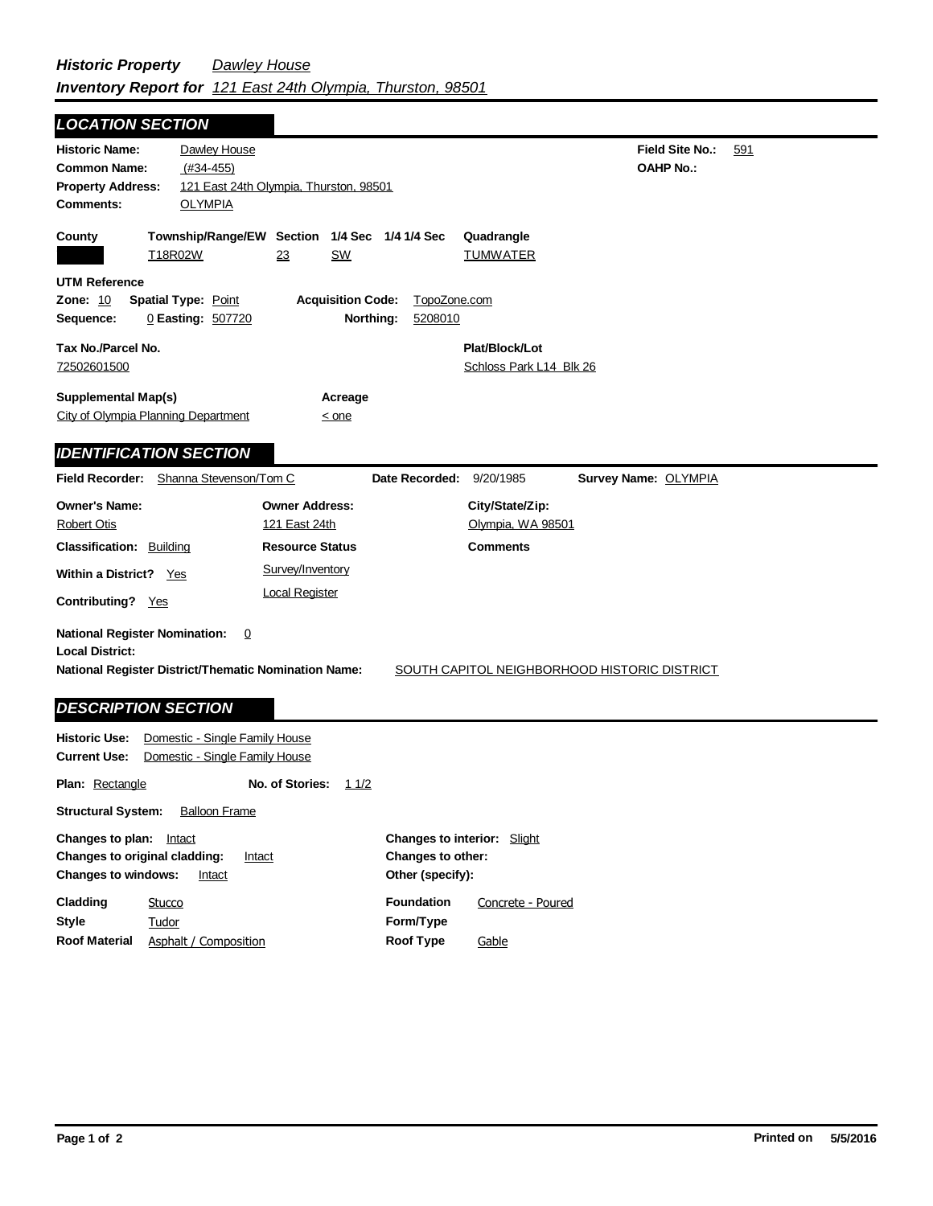***Historic Property*** *Dawley House*
***Inventory Report for*** *121 East 24th Olympia, Thurston, 98501*

## LOCATION SECTION

**Historic Name:** Dawley House
**Common Name:** (#34-455)
**Property Address:** 121 East 24th Olympia, Thurston, 98501
**Comments:** OLYMPIA

**Field Site No.:** 591
**OAHP No.:**

| County | Township/Range/EW | Section | 1/4 Sec | 1/4 1/4 Sec | Quadrangle |
|---|---|---|---|---|---|
| | T18R02W | 23 | SW | | TUMWATER |

**UTM Reference**
**Zone:** 10 **Spatial Type:** Point **Acquisition Code:** TopoZone.com
**Sequence:** 0 **Easting:** 507720 **Northing:** 5208010

**Tax No./Parcel No.**
72502601500

**Plat/Block/Lot**
Schloss Park L14 Blk 26

**Supplemental Map(s)**
City of Olympia Planning Department

**Acreage**
< one

## IDENTIFICATION SECTION

**Field Recorder:** Shanna Stevenson/Tom C **Date Recorded:** 9/20/1985 **Survey Name:** OLYMPIA

**Owner's Name:** Robert Otis
**Owner Address:** 121 East 24th
**City/State/Zip:** Olympia, WA 98501

**Classification:** Building
**Within a District?** Yes
**Contributing?** Yes

**Resource Status**
Survey/Inventory
Local Register

**Comments**

**National Register Nomination:** 0
**Local District:**
**National Register District/Thematic Nomination Name:** SOUTH CAPITOL NEIGHBORHOOD HISTORIC DISTRICT

## DESCRIPTION SECTION

**Historic Use:** Domestic - Single Family House
**Current Use:** Domestic - Single Family House

**Plan:** Rectangle **No. of Stories:** 1 1/2

**Structural System:** Balloon Frame

**Changes to plan:** Intact
**Changes to original cladding:** Intact
**Changes to windows:** Intact

**Changes to interior:** Slight
**Changes to other:**
**Other (specify):**

**Cladding** Stucco
**Style** Tudor
**Roof Material** Asphalt / Composition

**Foundation** Concrete - Poured
**Form/Type**
**Roof Type** Gable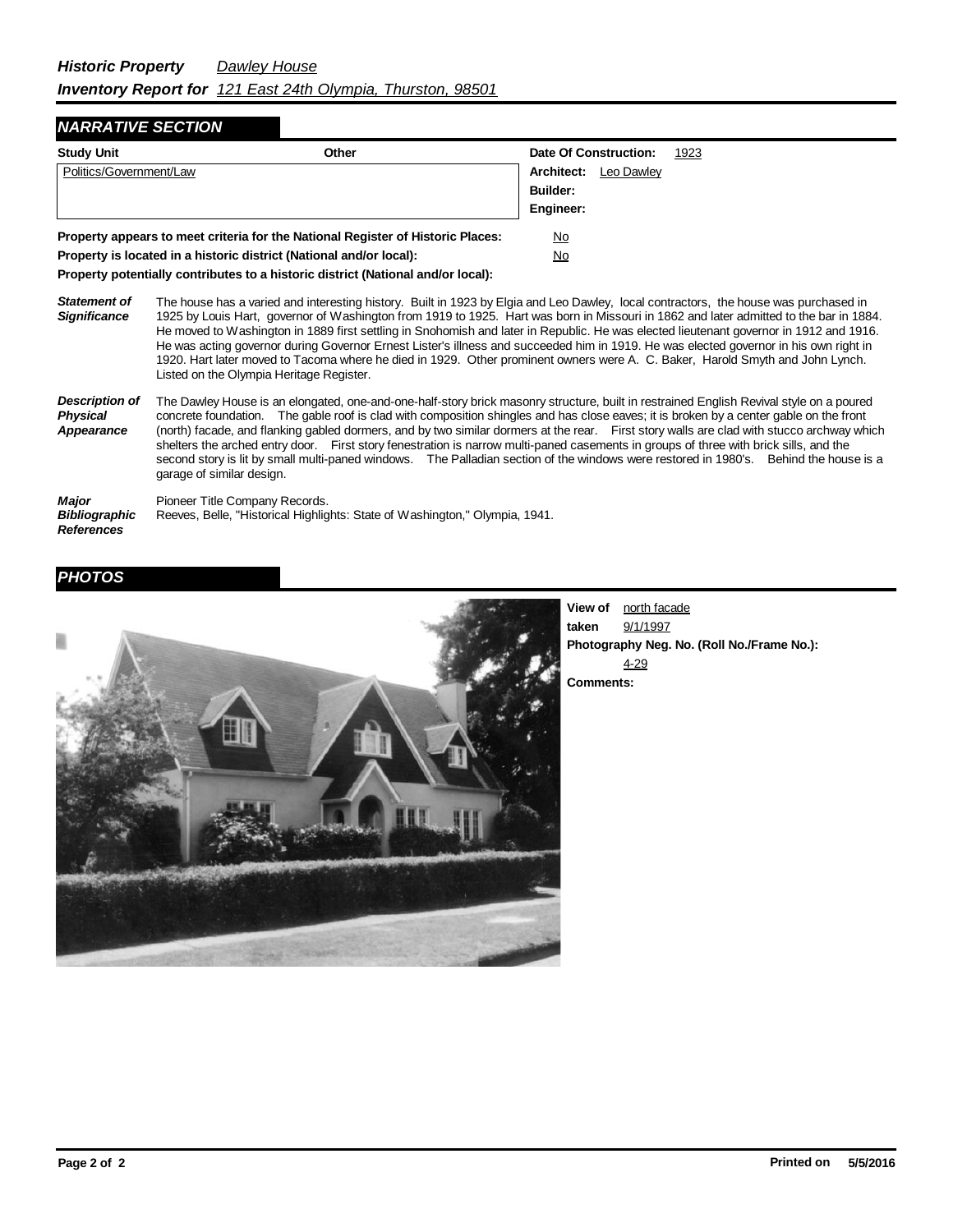**Historic Property** *Dawley House*
**Inventory Report for** *121 East 24th Olympia, Thurston, 98501*

## NARRATIVE SECTION

| Study Unit | Other | |
|---|---|---|
| Politics/Government/Law | | **Date Of Construction:** 1923 |
| | | **Architect:** Leo Dawley |
| | | **Builder:** |
| | | **Engineer:** |

**Property appears to meet criteria for the National Register of Historic Places:** No

**Property is located in a historic district (National and/or local):** No

**Property potentially contributes to a historic district (National and/or local):**

***Statement of Significance***

The house has a varied and interesting history. Built in 1923 by Elgia and Leo Dawley, local contractors, the house was purchased in 1925 by Louis Hart, governor of Washington from 1919 to 1925. Hart was born in Missouri in 1862 and later admitted to the bar in 1884. He moved to Washington in 1889 first settling in Snohomish and later in Republic. He was elected lieutenant governor in 1912 and 1916. He was acting governor during Governor Ernest Lister's illness and succeeded him in 1919. He was elected governor in his own right in 1920. Hart later moved to Tacoma where he died in 1929. Other prominent owners were A. C. Baker, Harold Smyth and John Lynch. Listed on the Olympia Heritage Register.

***Description of Physical Appearance***

The Dawley House is an elongated, one-and-one-half-story brick masonry structure, built in restrained English Revival style on a poured concrete foundation. The gable roof is clad with composition shingles and has close eaves; it is broken by a center gable on the front (north) facade, and flanking gabled dormers, and by two similar dormers at the rear. First story walls are clad with stucco archway which shelters the arched entry door. First story fenestration is narrow multi-paned casements in groups of three with brick sills, and the second story is lit by small multi-paned windows. The Palladian section of the windows were restored in 1980's. Behind the house is a garage of similar design.

***Major Bibliographic References***

Pioneer Title Company Records.
Reeves, Belle, "Historical Highlights: State of Washington," Olympia, 1941.

## PHOTOS

**View of** north facade
**taken** 9/1/1997
**Photography Neg. No. (Roll No./Frame No.):** 4-29
**Comments:**